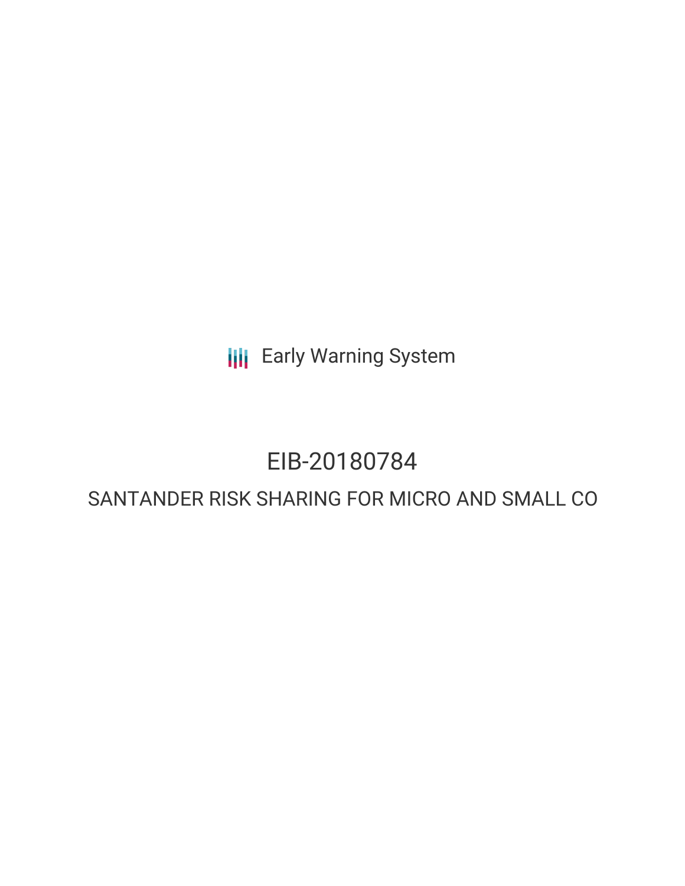Early Warning System

# EIB-20180784

## SANTANDER RISK SHARING FOR MICRO AND SMALL CO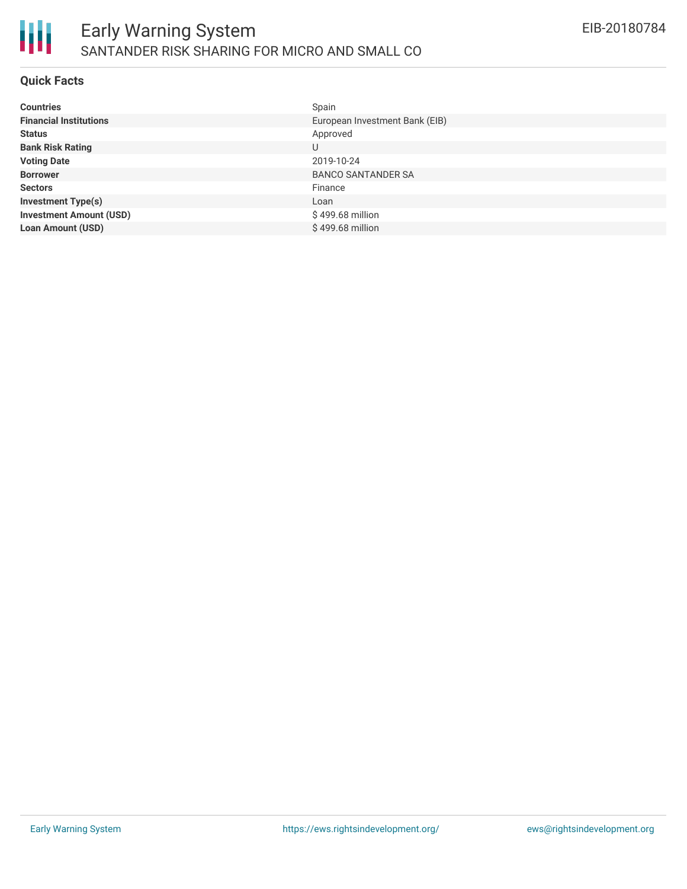# Early Warning System

## SANTANDER RISK SHARING FOR MICRO AND SMALL CO

EIB-20180784

### Quick Facts

| | |
|---|---|
| **Countries** | Spain |
| **Financial Institutions** | European Investment Bank (EIB) |
| **Status** | Approved |
| **Bank Risk Rating** | U |
| **Voting Date** | 2019-10-24 |
| **Borrower** | BANCO SANTANDER SA |
| **Sectors** | Finance |
| **Investment Type(s)** | Loan |
| **Investment Amount (USD)** | $ 499.68 million |
| **Loan Amount (USD)** | $ 499.68 million |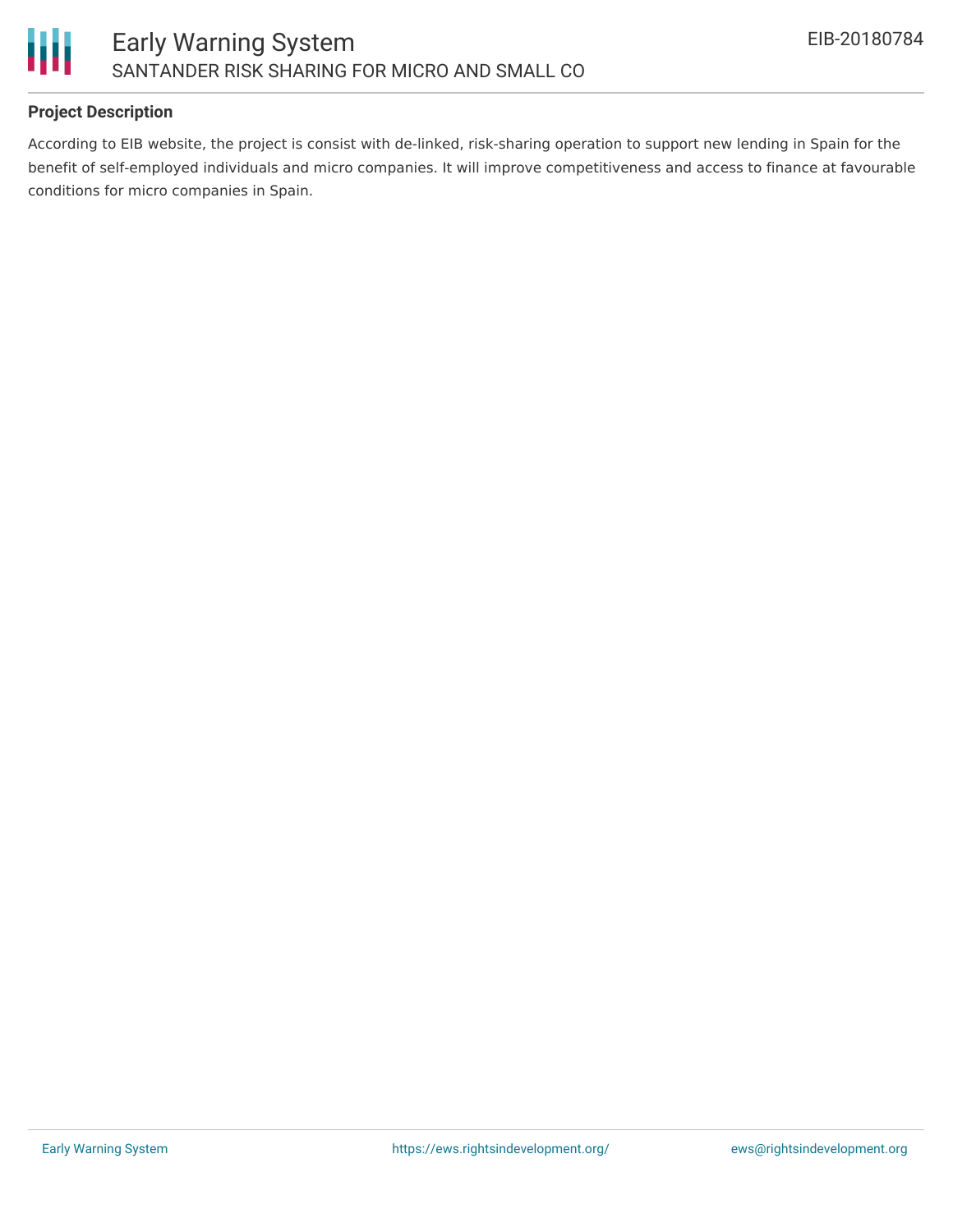### Project Description

According to EIB website, the project is consist with de-linked, risk-sharing operation to support new lending in Spain for the benefit of self-employed individuals and micro companies. It will improve competitiveness and access to finance at favourable conditions for micro companies in Spain.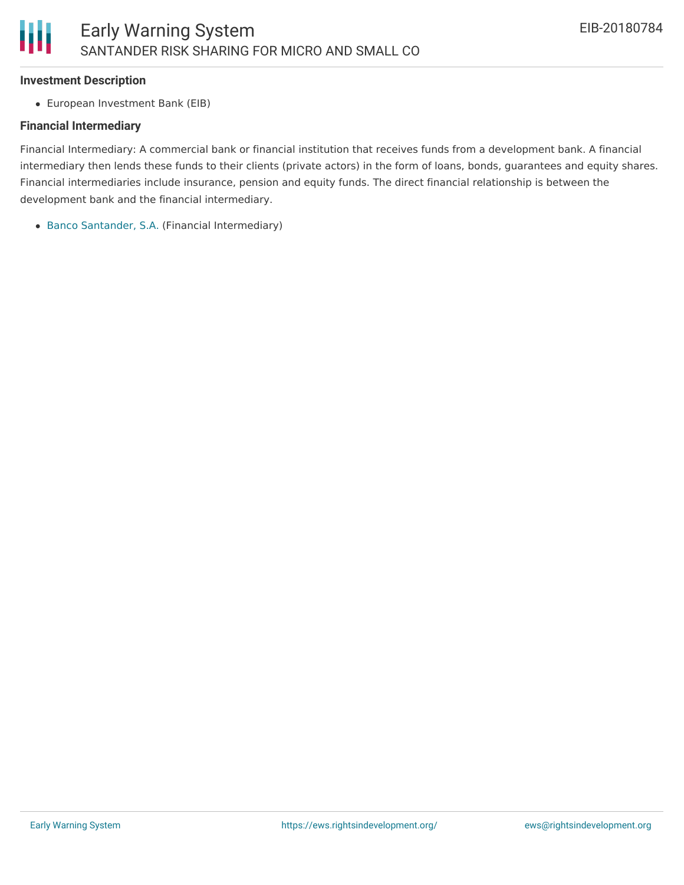#### Investment Description

- European Investment Bank (EIB)

#### Financial Intermediary

Financial Intermediary: A commercial bank or financial institution that receives funds from a development bank. A financial intermediary then lends these funds to their clients (private actors) in the form of loans, bonds, guarantees and equity shares. Financial intermediaries include insurance, pension and equity funds. The direct financial relationship is between the development bank and the financial intermediary.

- Banco Santander, S.A. (Financial Intermediary)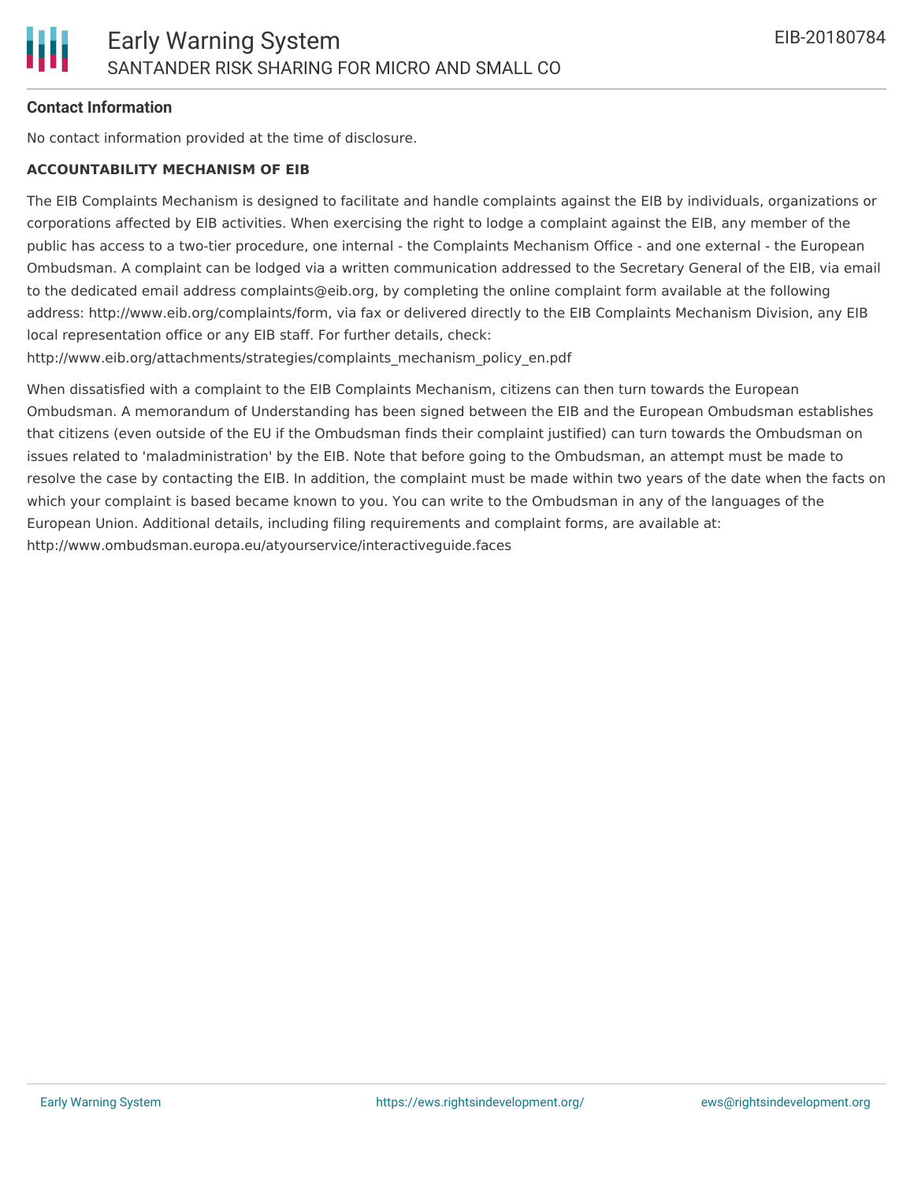## Contact Information

No contact information provided at the time of disclosure.

### ACCOUNTABILITY MECHANISM OF EIB

The EIB Complaints Mechanism is designed to facilitate and handle complaints against the EIB by individuals, organizations or corporations affected by EIB activities. When exercising the right to lodge a complaint against the EIB, any member of the public has access to a two-tier procedure, one internal - the Complaints Mechanism Office - and one external - the European Ombudsman. A complaint can be lodged via a written communication addressed to the Secretary General of the EIB, via email to the dedicated email address complaints@eib.org, by completing the online complaint form available at the following address: http://www.eib.org/complaints/form, via fax or delivered directly to the EIB Complaints Mechanism Division, any EIB local representation office or any EIB staff. For further details, check: http://www.eib.org/attachments/strategies/complaints_mechanism_policy_en.pdf

When dissatisfied with a complaint to the EIB Complaints Mechanism, citizens can then turn towards the European Ombudsman. A memorandum of Understanding has been signed between the EIB and the European Ombudsman establishes that citizens (even outside of the EU if the Ombudsman finds their complaint justified) can turn towards the Ombudsman on issues related to 'maladministration' by the EIB. Note that before going to the Ombudsman, an attempt must be made to resolve the case by contacting the EIB. In addition, the complaint must be made within two years of the date when the facts on which your complaint is based became known to you. You can write to the Ombudsman in any of the languages of the European Union. Additional details, including filing requirements and complaint forms, are available at: http://www.ombudsman.europa.eu/atyourservice/interactiveguide.faces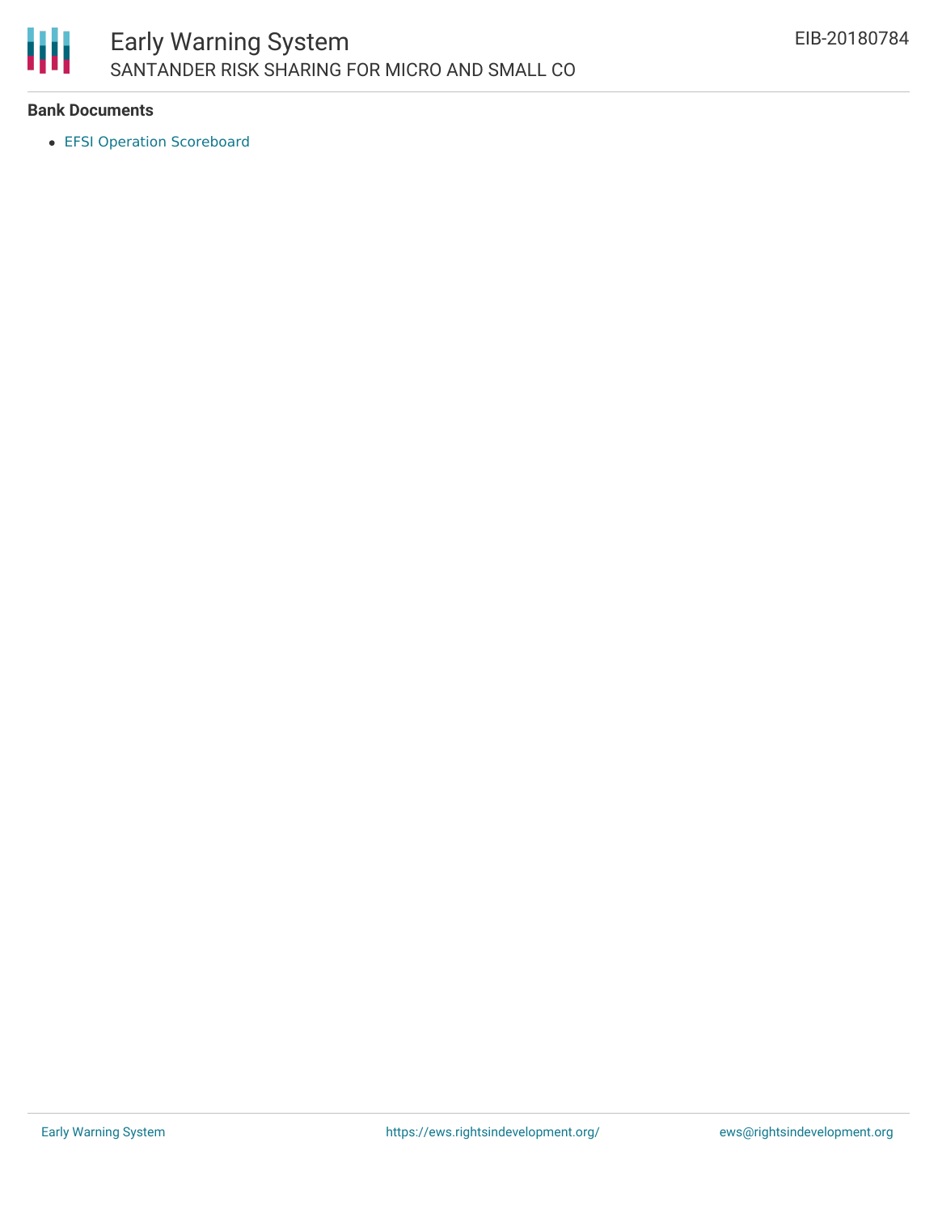**Bank Documents**

- EFSI Operation Scoreboard